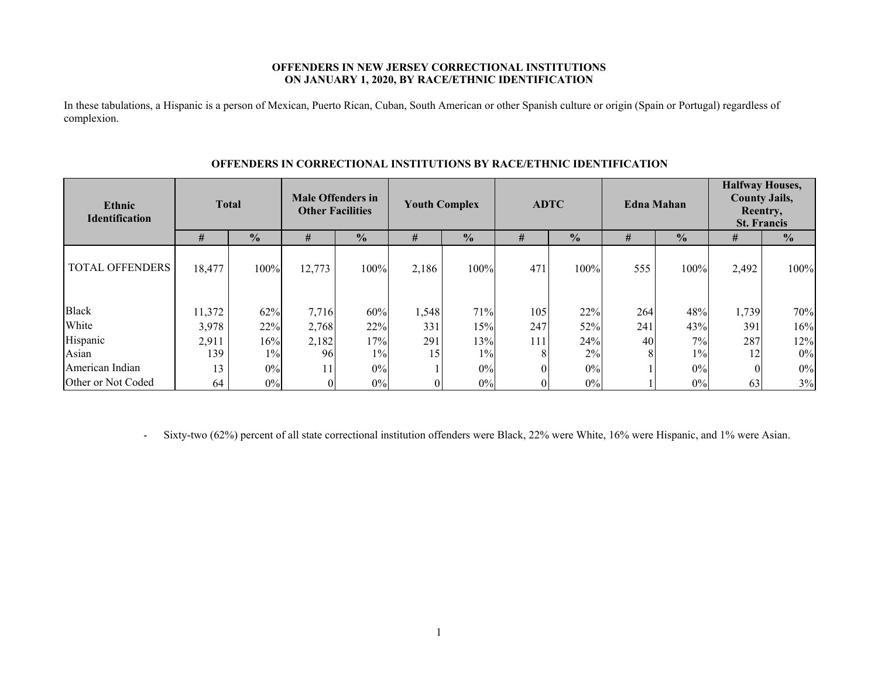**OFFENDERS IN NEW JERSEY CORRECTIONAL INSTITUTIONS**
**ON JANUARY 1, 2020, BY RACE/ETHNIC IDENTIFICATION**

In these tabulations, a Hispanic is a person of Mexican, Puerto Rican, Cuban, South American or other Spanish culture or origin (Spain or Portugal) regardless of complexion.

**OFFENDERS IN CORRECTIONAL INSTITUTIONS BY RACE/ETHNIC IDENTIFICATION**

| Ethnic Identification | Total | | Male Offenders in Other Facilities | | Youth Complex | | ADTC | | Edna Mahan | | Halfway Houses, County Jails, Reentry, St. Francis | |
|---|---|---|---|---|---|---|---|---|---|---|---|---|
| | # | % | # | % | # | % | # | % | # | % | # | % |
| TOTAL OFFENDERS | 18,477 | 100% | 12,773 | 100% | 2,186 | 100% | 471 | 100% | 555 | 100% | 2,492 | 100% |
| Black | 11,372 | 62% | 7,716 | 60% | 1,548 | 71% | 105 | 22% | 264 | 48% | 1,739 | 70% |
| White | 3,978 | 22% | 2,768 | 22% | 331 | 15% | 247 | 52% | 241 | 43% | 391 | 16% |
| Hispanic | 2,911 | 16% | 2,182 | 17% | 291 | 13% | 111 | 24% | 40 | 7% | 287 | 12% |
| Asian | 139 | 1% | 96 | 1% | 15 | 1% | 8 | 2% | 8 | 1% | 12 | 0% |
| American Indian | 13 | 0% | 11 | 0% | 1 | 0% | 0 | 0% | 1 | 0% | 0 | 0% |
| Other or Not Coded | 64 | 0% | 0 | 0% | 0 | 0% | 0 | 0% | 1 | 0% | 63 | 3% |

- Sixty-two (62%) percent of all state correctional institution offenders were Black, 22% were White, 16% were Hispanic, and 1% were Asian.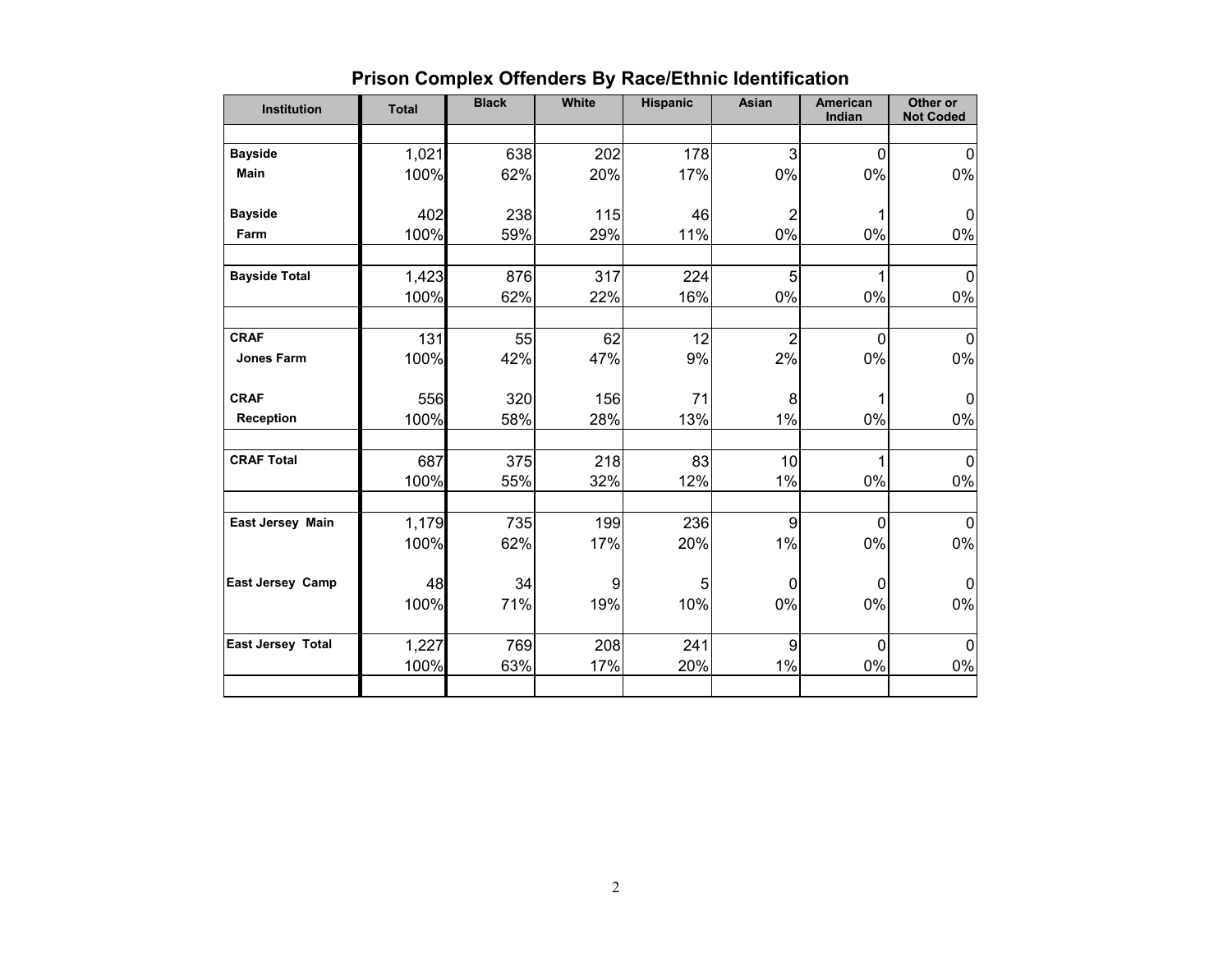## Prison Complex Offenders By Race/Ethnic Identification

| Institution | Total | Black | White | Hispanic | Asian | American Indian | Other or Not Coded |
|---|---|---|---|---|---|---|---|
| **Bayside Main** | 1,021 | 638 | 202 | 178 | 3 | 0 | 0 |
| | 100% | 62% | 20% | 17% | 0% | 0% | 0% |
| **Bayside Farm** | 402 | 238 | 115 | 46 | 2 | 1 | 0 |
| | 100% | 59% | 29% | 11% | 0% | 0% | 0% |
| **Bayside Total** | 1,423 | 876 | 317 | 224 | 5 | 1 | 0 |
| | 100% | 62% | 22% | 16% | 0% | 0% | 0% |
| **CRAF Jones Farm** | 131 | 55 | 62 | 12 | 2 | 0 | 0 |
| | 100% | 42% | 47% | 9% | 2% | 0% | 0% |
| **CRAF Reception** | 556 | 320 | 156 | 71 | 8 | 1 | 0 |
| | 100% | 58% | 28% | 13% | 1% | 0% | 0% |
| **CRAF Total** | 687 | 375 | 218 | 83 | 10 | 1 | 0 |
| | 100% | 55% | 32% | 12% | 1% | 0% | 0% |
| **East Jersey Main** | 1,179 | 735 | 199 | 236 | 9 | 0 | 0 |
| | 100% | 62% | 17% | 20% | 1% | 0% | 0% |
| **East Jersey Camp** | 48 | 34 | 9 | 5 | 0 | 0 | 0 |
| | 100% | 71% | 19% | 10% | 0% | 0% | 0% |
| **East Jersey Total** | 1,227 | 769 | 208 | 241 | 9 | 0 | 0 |
| | 100% | 63% | 17% | 20% | 1% | 0% | 0% |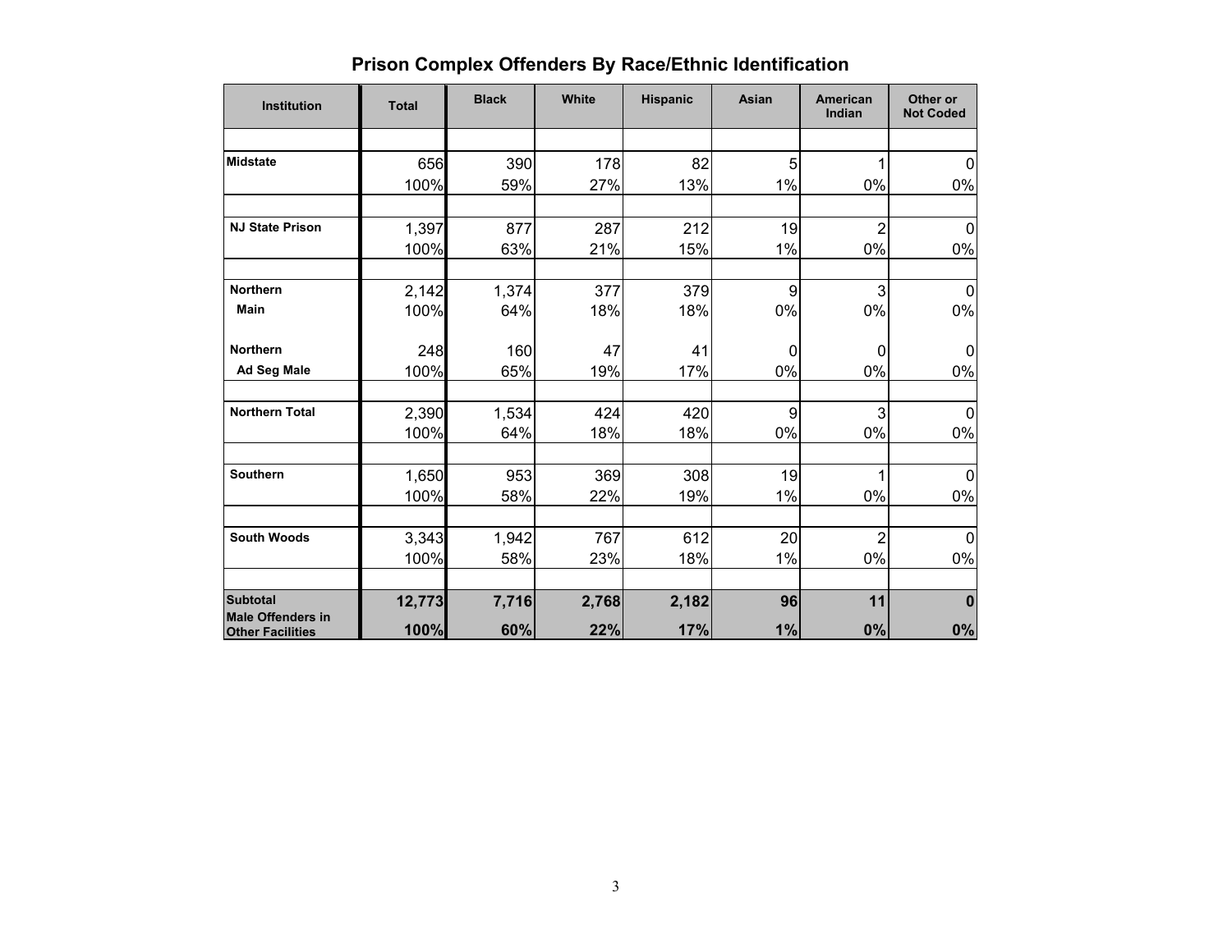# Prison Complex Offenders By Race/Ethnic Identification

| Institution | Total | Black | White | Hispanic | Asian | American Indian | Other or Not Coded |
|---|---|---|---|---|---|---|---|
| **Midstate** | 656 | 390 | 178 | 82 | 5 | 1 | 0 |
| | 100% | 59% | 27% | 13% | 1% | 0% | 0% |
| **NJ State Prison** | 1,397 | 877 | 287 | 212 | 19 | 2 | 0 |
| | 100% | 63% | 21% | 15% | 1% | 0% | 0% |
| **Northern Main** | 2,142 | 1,374 | 377 | 379 | 9 | 3 | 0 |
| | 100% | 64% | 18% | 18% | 0% | 0% | 0% |
| **Northern Ad Seg Male** | 248 | 160 | 47 | 41 | 0 | 0 | 0 |
| | 100% | 65% | 19% | 17% | 0% | 0% | 0% |
| **Northern Total** | 2,390 | 1,534 | 424 | 420 | 9 | 3 | 0 |
| | 100% | 64% | 18% | 18% | 0% | 0% | 0% |
| **Southern** | 1,650 | 953 | 369 | 308 | 19 | 1 | 0 |
| | 100% | 58% | 22% | 19% | 1% | 0% | 0% |
| **South Woods** | 3,343 | 1,942 | 767 | 612 | 20 | 2 | 0 |
| | 100% | 58% | 23% | 18% | 1% | 0% | 0% |
| **Subtotal Male Offenders in Other Facilities** | **12,773** | **7,716** | **2,768** | **2,182** | **96** | **11** | **0** |
| | **100%** | **60%** | **22%** | **17%** | **1%** | **0%** | **0%** |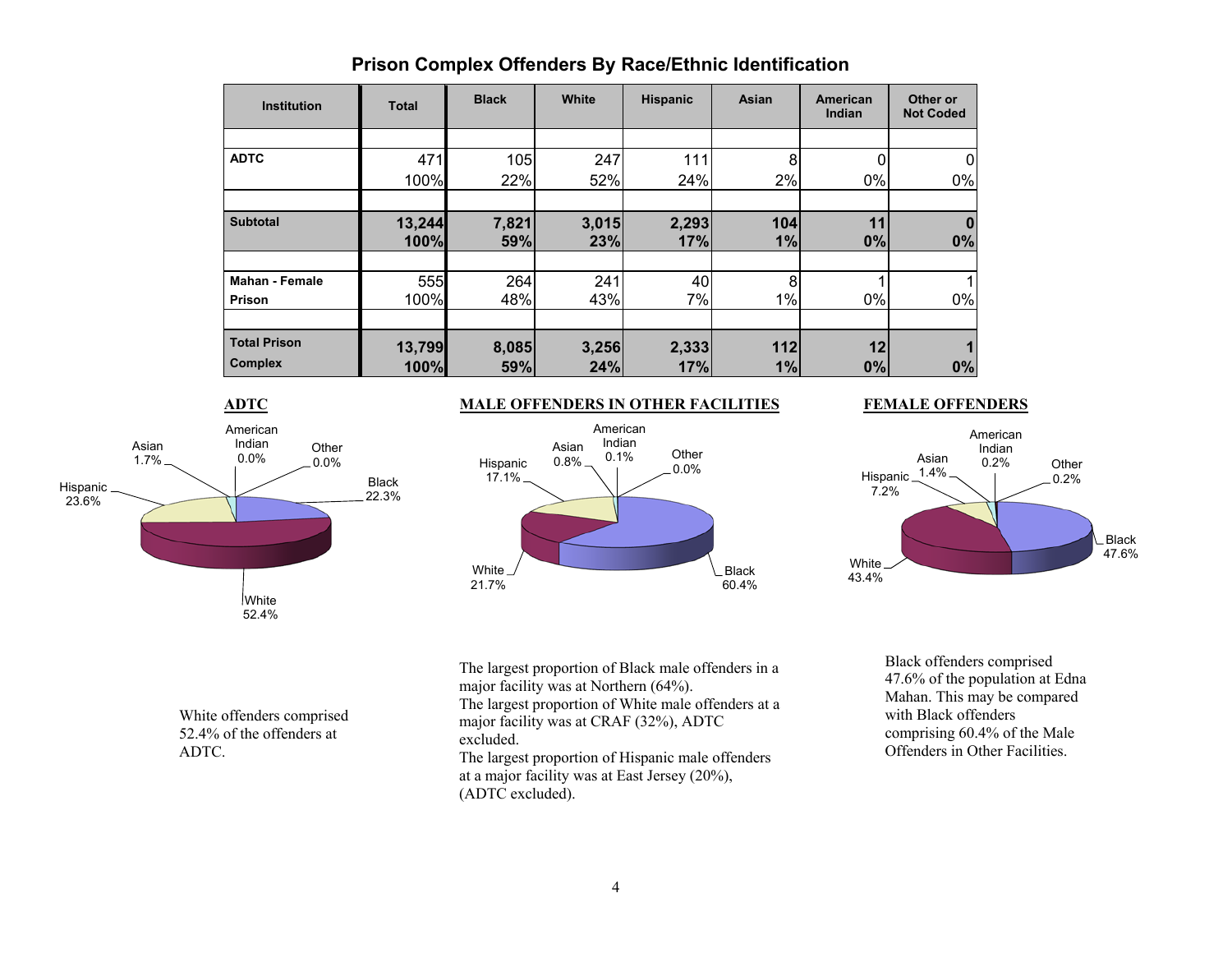## Prison Complex Offenders By Race/Ethnic Identification

| Institution | Total | Black | White | Hispanic | Asian | American Indian | Other or Not Coded |
|---|---|---|---|---|---|---|---|
| **ADTC** | 471 | 105 | 247 | 111 | 8 | 0 | 0 |
| | 100% | 22% | 52% | 24% | 2% | 0% | 0% |
| **Subtotal** | **13,244** | **7,821** | **3,015** | **2,293** | **104** | **11** | **0** |
| | **100%** | **59%** | **23%** | **17%** | **1%** | **0%** | **0%** |
| **Mahan - Female Prison** | 555 | 264 | 241 | 40 | 8 | 1 | 1 |
| | 100% | 48% | 43% | 7% | 1% | 0% | 0% |
| **Total Prison Complex** | **13,799** | **8,085** | **3,256** | **2,333** | **112** | **12** | **1** |
| | **100%** | **59%** | **24%** | **17%** | **1%** | **0%** | **0%** |

**ADTC**

Asian 1.7%, American Indian 0.0%, Other 0.0%, Hispanic 23.6%, Black 22.3%, White 52.4%

White offenders comprised 52.4% of the offenders at ADTC.

**MALE OFFENDERS IN OTHER FACILITIES**

Asian 0.8%, American Indian 0.1%, Other 0.0%, Hispanic 17.1%, White 21.7%, Black 60.4%

The largest proportion of Black male offenders in a major facility was at Northern (64%).
The largest proportion of White male offenders at a major facility was at CRAF (32%), ADTC excluded.
The largest proportion of Hispanic male offenders at a major facility was at East Jersey (20%), (ADTC excluded).

**FEMALE OFFENDERS**

Asian 1.4%, American Indian 0.2%, Other 0.2%, Hispanic 7.2%, White 43.4%, Black 47.6%

Black offenders comprised 47.6% of the population at Edna Mahan. This may be compared with Black offenders comprising 60.4% of the Male Offenders in Other Facilities.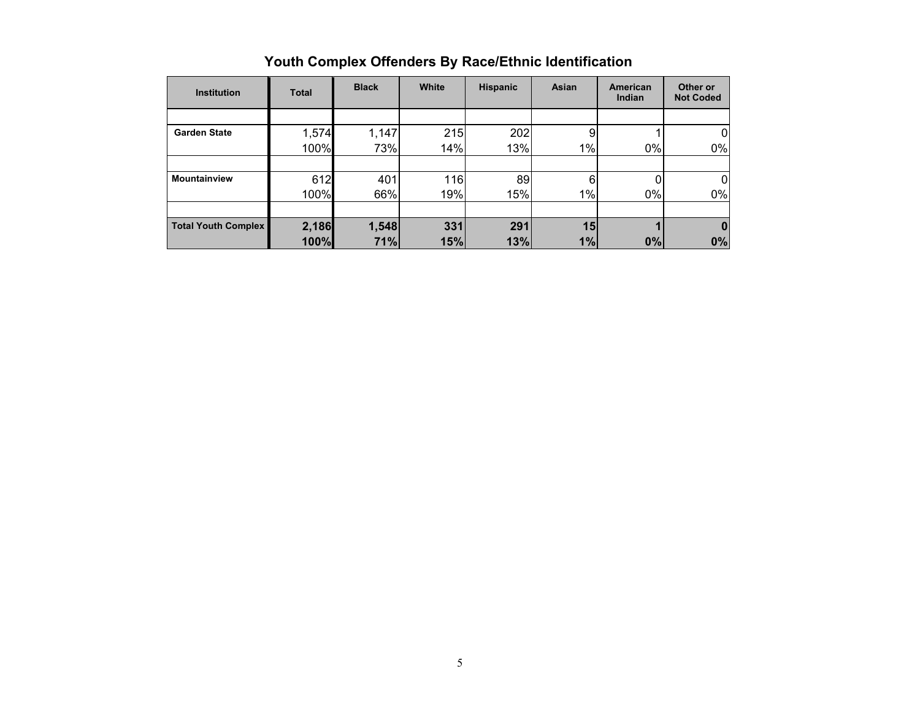## Youth Complex Offenders By Race/Ethnic Identification

| Institution | Total | Black | White | Hispanic | Asian | American Indian | Other or Not Coded |
|---|---|---|---|---|---|---|---|
| Garden State | 1,574 | 1,147 | 215 | 202 | 9 | 1 | 0 |
| | 100% | 73% | 14% | 13% | 1% | 0% | 0% |
| Mountainview | 612 | 401 | 116 | 89 | 6 | 0 | 0 |
| | 100% | 66% | 19% | 15% | 1% | 0% | 0% |
| **Total Youth Complex** | **2,186** | **1,548** | **331** | **291** | **15** | **1** | **0** |
| | **100%** | **71%** | **15%** | **13%** | **1%** | **0%** | **0%** |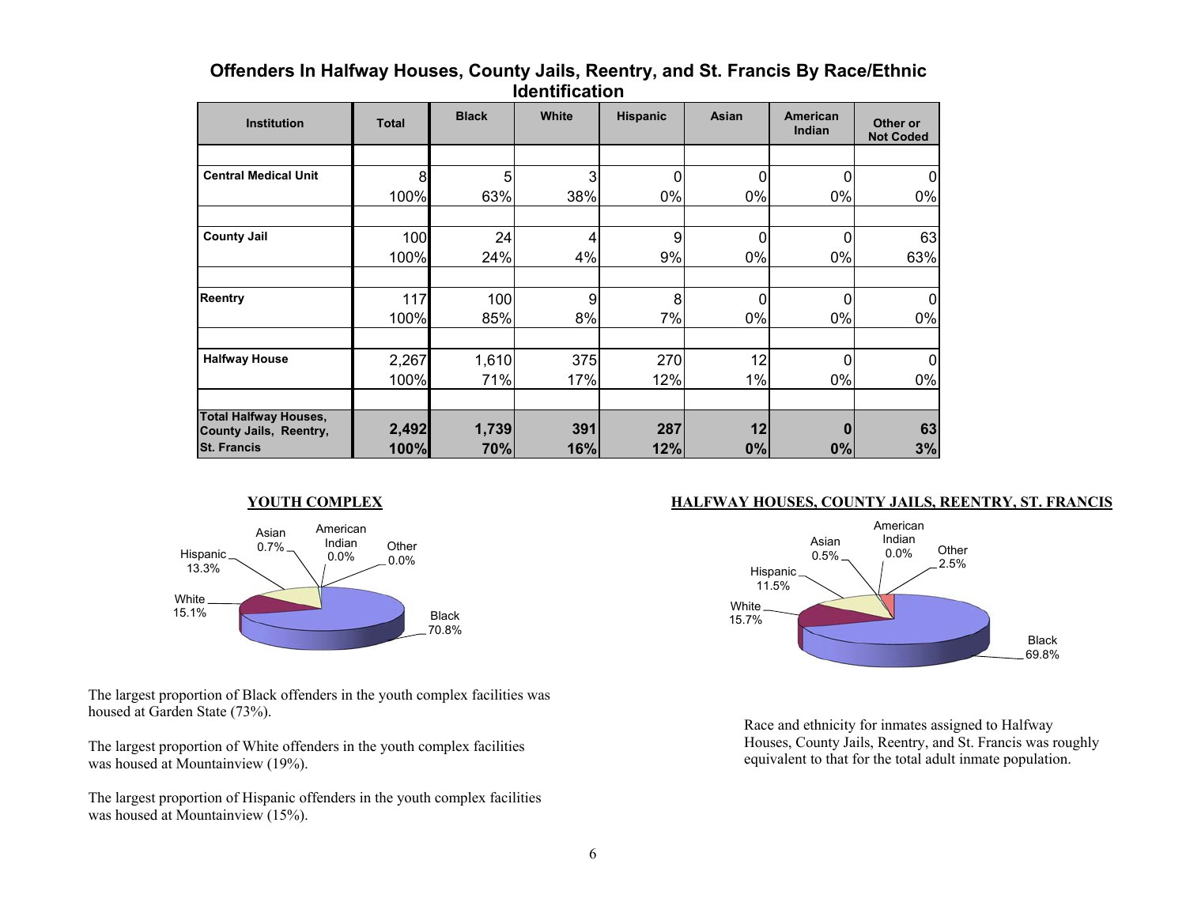## Offenders In Halfway Houses, County Jails, Reentry, and St. Francis By Race/Ethnic Identification

| Institution | Total | Black | White | Hispanic | Asian | American Indian | Other or Not Coded |
|---|---|---|---|---|---|---|---|
| Central Medical Unit | 8 | 5 | 3 | 0 | 0 | 0 | 0 |
| | 100% | 63% | 38% | 0% | 0% | 0% | 0% |
| County Jail | 100 | 24 | 4 | 9 | 0 | 0 | 63 |
| | 100% | 24% | 4% | 9% | 0% | 0% | 63% |
| Reentry | 117 | 100 | 9 | 8 | 0 | 0 | 0 |
| | 100% | 85% | 8% | 7% | 0% | 0% | 0% |
| Halfway House | 2,267 | 1,610 | 375 | 270 | 12 | 0 | 0 |
| | 100% | 71% | 17% | 12% | 1% | 0% | 0% |
| **Total Halfway Houses, County Jails, Reentry, St. Francis** | **2,492** | **1,739** | **391** | **287** | **12** | **0** | **63** |
| | **100%** | **70%** | **16%** | **12%** | **0%** | **0%** | **3%** |

### YOUTH COMPLEX

Asian 0.7%
American Indian 0.0%
Other 0.0%
Hispanic 13.3%
White 15.1%
Black 70.8%

The largest proportion of Black offenders in the youth complex facilities was housed at Garden State (73%).

The largest proportion of White offenders in the youth complex facilities was housed at Mountainview (19%).

The largest proportion of Hispanic offenders in the youth complex facilities was housed at Mountainview (15%).

### HALFWAY HOUSES, COUNTY JAILS, REENTRY, ST. FRANCIS

American Indian 0.0%
Asian 0.5%
Other 2.5%
Hispanic 11.5%
White 15.7%
Black 69.8%

Race and ethnicity for inmates assigned to Halfway Houses, County Jails, Reentry, and St. Francis was roughly equivalent to that for the total adult inmate population.